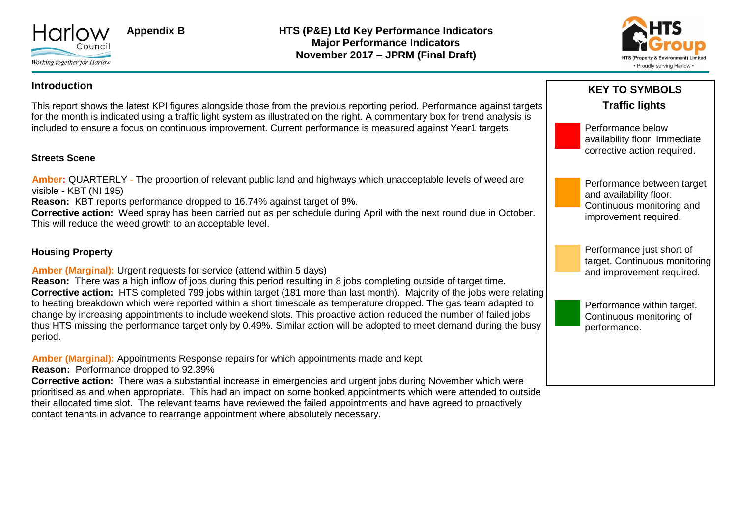Appendix B

# HTS (P&E) Ltd Key Performance Indicators
## Major Performance Indicators
## November 2017 – JPRM (Final Draft)

### Introduction

This report shows the latest KPI figures alongside those from the previous reporting period. Performance against targets for the month is indicated using a traffic light system as illustrated on the right. A commentary box for trend analysis is included to ensure a focus on continuous improvement. Current performance is measured against Year1 targets.

### Streets Scene

**Amber:** QUARTERLY - The proportion of relevant public land and highways which unacceptable levels of weed are visible - KBT (NI 195)
**Reason:** KBT reports performance dropped to 16.74% against target of 9%.
**Corrective action:** Weed spray has been carried out as per schedule during April with the next round due in October. This will reduce the weed growth to an acceptable level.

### Housing Property

**Amber (Marginal):** Urgent requests for service (attend within 5 days)
**Reason:** There was a high inflow of jobs during this period resulting in 8 jobs completing outside of target time.
**Corrective action:** HTS completed 799 jobs within target (181 more than last month). Majority of the jobs were relating to heating breakdown which were reported within a short timescale as temperature dropped. The gas team adapted to change by increasing appointments to include weekend slots. This proactive action reduced the number of failed jobs thus HTS missing the performance target only by 0.49%. Similar action will be adopted to meet demand during the busy period.

**Amber (Marginal):** Appointments Response repairs for which appointments made and kept
**Reason:** Performance dropped to 92.39%
**Corrective action:** There was a substantial increase in emergencies and urgent jobs during November which were prioritised as and when appropriate. This had an impact on some booked appointments which were attended to outside their allocated time slot. The relevant teams have reviewed the failed appointments and have agreed to proactively contact tenants in advance to rearrange appointment where absolutely necessary.

### KEY TO SYMBOLS

**Traffic lights**

- Red: Performance below availability floor. Immediate corrective action required.
- Amber: Performance between target and availability floor. Continuous monitoring and improvement required.
- Amber (Marginal): Performance just short of target. Continuous monitoring and improvement required.
- Green: Performance within target. Continuous monitoring of performance.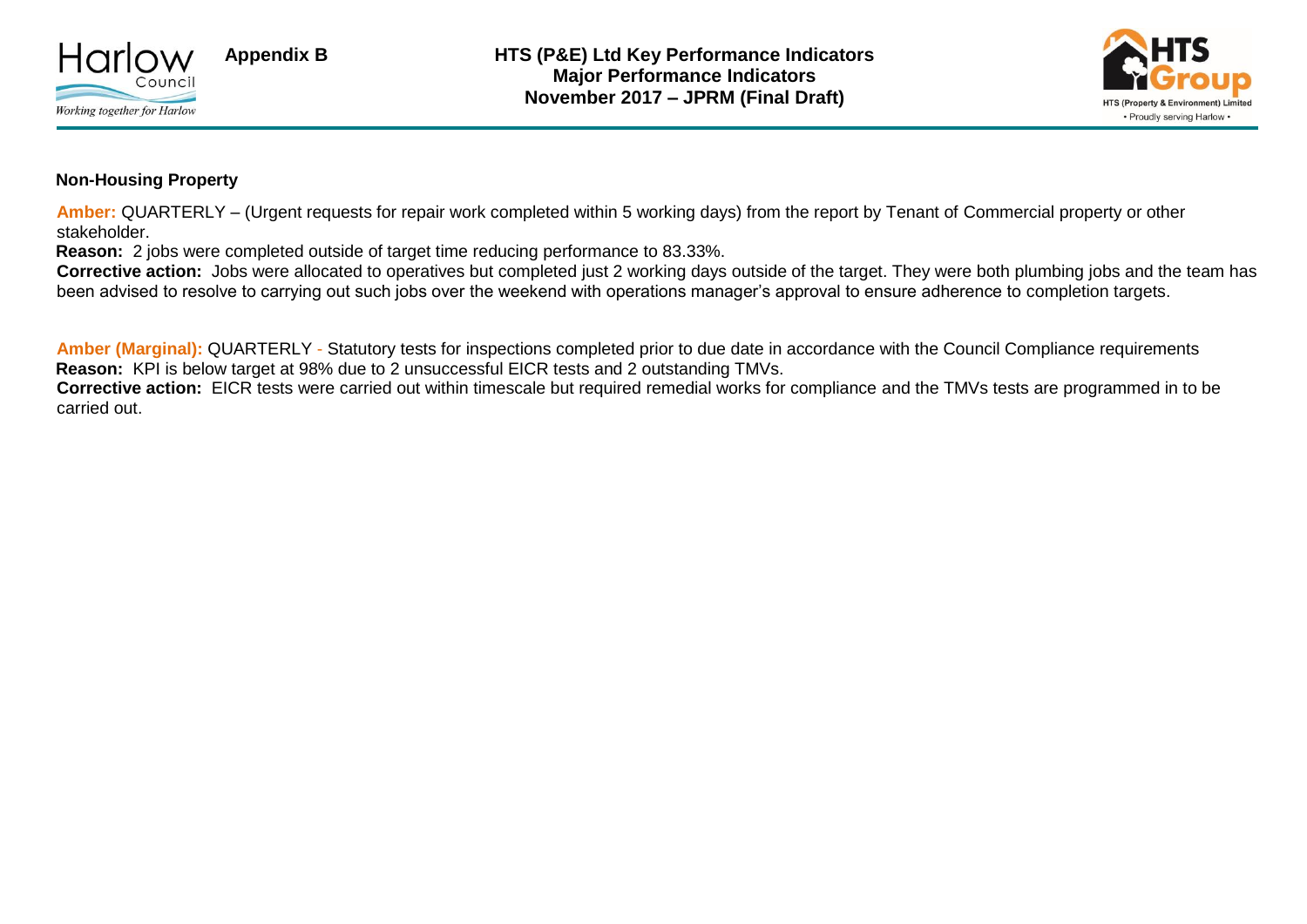**Non-Housing Property**

**Amber:** QUARTERLY – (Urgent requests for repair work completed within 5 working days) from the report by Tenant of Commercial property or other stakeholder.

**Reason:** 2 jobs were completed outside of target time reducing performance to 83.33%.

**Corrective action:** Jobs were allocated to operatives but completed just 2 working days outside of the target. They were both plumbing jobs and the team has been advised to resolve to carrying out such jobs over the weekend with operations manager's approval to ensure adherence to completion targets.

**Amber (Marginal):** QUARTERLY - Statutory tests for inspections completed prior to due date in accordance with the Council Compliance requirements

**Reason:** KPI is below target at 98% due to 2 unsuccessful EICR tests and 2 outstanding TMVs.

**Corrective action:** EICR tests were carried out within timescale but required remedial works for compliance and the TMVs tests are programmed in to be carried out.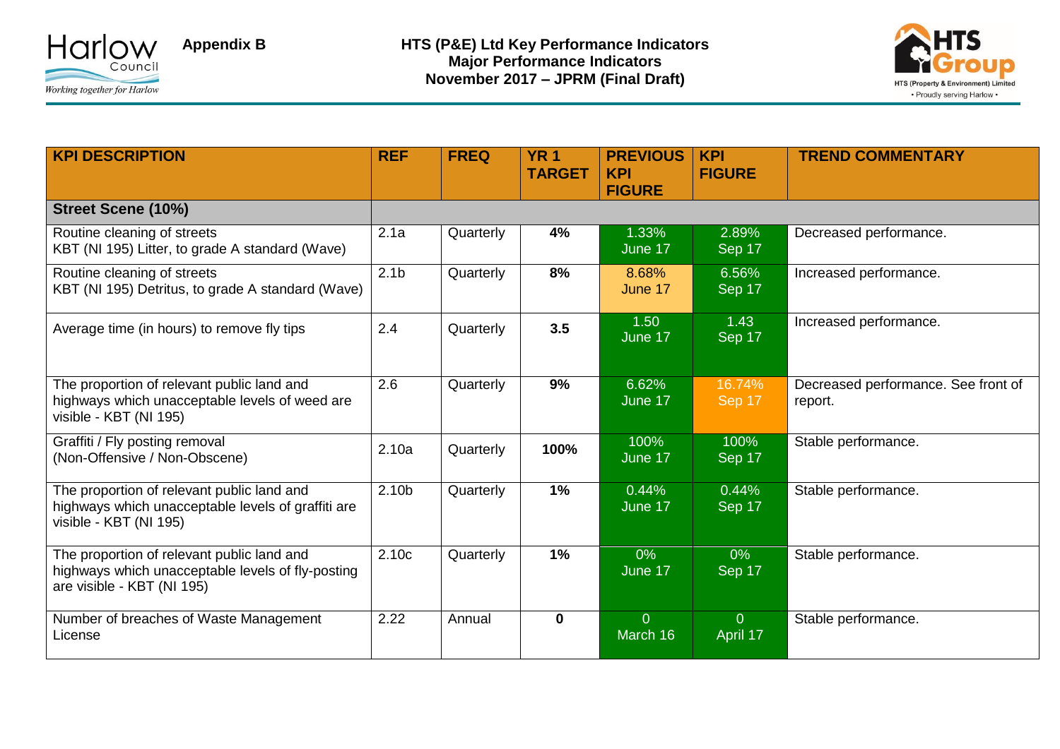**Appendix B**

**HTS (P&E) Ltd Key Performance Indicators**
**Major Performance Indicators**
**November 2017 – JPRM (Final Draft)**

| KPI DESCRIPTION | REF | FREQ | YR 1 TARGET | PREVIOUS KPI FIGURE | KPI FIGURE | TREND COMMENTARY |
|---|---|---|---|---|---|---|
| **Street Scene (10%)** | | | | | | |
| Routine cleaning of streets<br>KBT (NI 195) Litter, to grade A standard (Wave) | 2.1a | Quarterly | **4%** | 1.33%<br>June 17 | 2.89%<br>Sep 17 | Decreased performance. |
| Routine cleaning of streets<br>KBT (NI 195) Detritus, to grade A standard (Wave) | 2.1b | Quarterly | **8%** | 8.68%<br>June 17 | 6.56%<br>Sep 17 | Increased performance. |
| Average time (in hours) to remove fly tips | 2.4 | Quarterly | **3.5** | 1.50<br>June 17 | 1.43<br>Sep 17 | Increased performance. |
| The proportion of relevant public land and highways which unacceptable levels of weed are visible - KBT (NI 195) | 2.6 | Quarterly | **9%** | 6.62%<br>June 17 | 16.74%<br>Sep 17 | Decreased performance. See front of report. |
| Graffiti / Fly posting removal<br>(Non-Offensive / Non-Obscene) | 2.10a | Quarterly | **100%** | 100%<br>June 17 | 100%<br>Sep 17 | Stable performance. |
| The proportion of relevant public land and highways which unacceptable levels of graffiti are visible - KBT (NI 195) | 2.10b | Quarterly | **1%** | 0.44%<br>June 17 | 0.44%<br>Sep 17 | Stable performance. |
| The proportion of relevant public land and highways which unacceptable levels of fly-posting are visible - KBT (NI 195) | 2.10c | Quarterly | **1%** | 0%<br>June 17 | 0%<br>Sep 17 | Stable performance. |
| Number of breaches of Waste Management License | 2.22 | Annual | **0** | 0<br>March 16 | 0<br>April 17 | Stable performance. |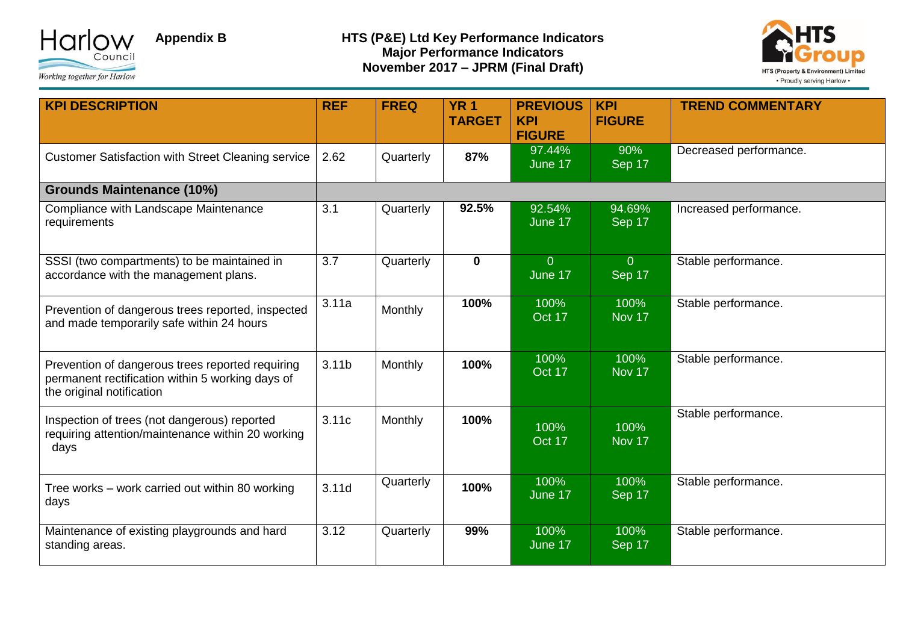**Appendix B**

**HTS (P&E) Ltd Key Performance Indicators**
**Major Performance Indicators**
**November 2017 – JPRM (Final Draft)**

| KPI DESCRIPTION | REF | FREQ | YR 1 TARGET | PREVIOUS KPI FIGURE | KPI FIGURE | TREND COMMENTARY |
|---|---|---|---|---|---|---|
| Customer Satisfaction with Street Cleaning service | 2.62 | Quarterly | **87%** | 97.44% June 17 | 90% Sep 17 | Decreased performance. |
| **Grounds Maintenance (10%)** | | | | | | |
| Compliance with Landscape Maintenance requirements | 3.1 | Quarterly | **92.5%** | 92.54% June 17 | 94.69% Sep 17 | Increased performance. |
| SSSI (two compartments) to be maintained in accordance with the management plans. | 3.7 | Quarterly | **0** | 0 June 17 | 0 Sep 17 | Stable performance. |
| Prevention of dangerous trees reported, inspected and made temporarily safe within 24 hours | 3.11a | Monthly | **100%** | 100% Oct 17 | 100% Nov 17 | Stable performance. |
| Prevention of dangerous trees reported requiring permanent rectification within 5 working days of the original notification | 3.11b | Monthly | **100%** | 100% Oct 17 | 100% Nov 17 | Stable performance. |
| Inspection of trees (not dangerous) reported requiring attention/maintenance within 20 working days | 3.11c | Monthly | **100%** | 100% Oct 17 | 100% Nov 17 | Stable performance. |
| Tree works – work carried out within 80 working days | 3.11d | Quarterly | **100%** | 100% June 17 | 100% Sep 17 | Stable performance. |
| Maintenance of existing playgrounds and hard standing areas. | 3.12 | Quarterly | **99%** | 100% June 17 | 100% Sep 17 | Stable performance. |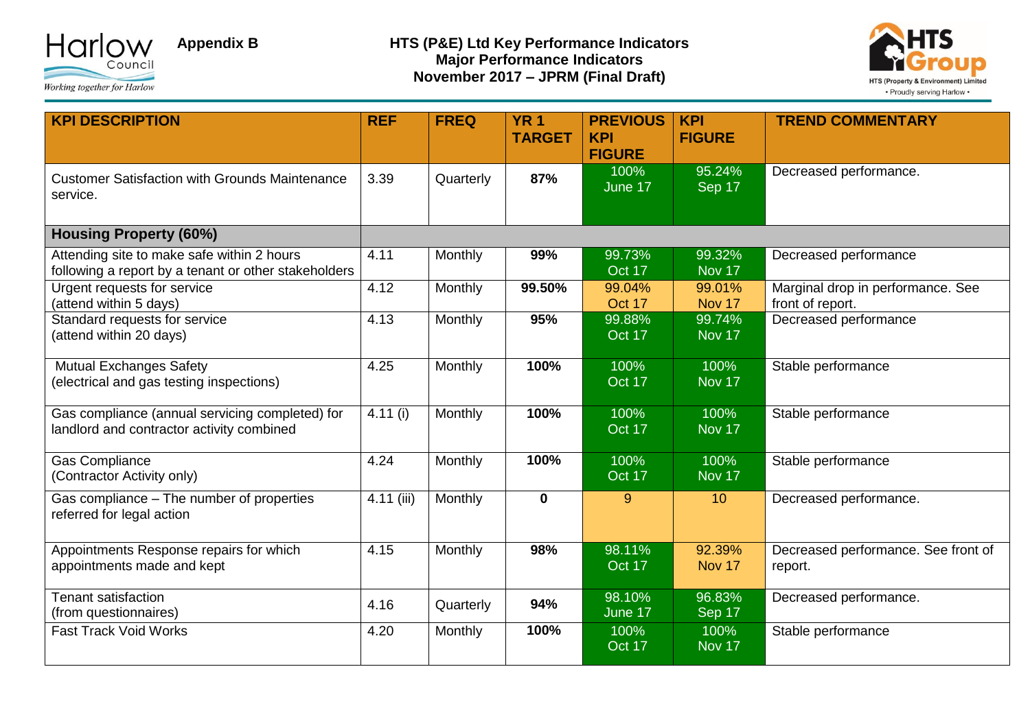Harlow Council

*Working together for Harlow*

**Appendix B**

**HTS (P&E) Ltd Key Performance Indicators**
**Major Performance Indicators**
**November 2017 – JPRM (Final Draft)**

HTS Group
HTS (Property & Environment) Limited
• Proudly serving Harlow •

| KPI DESCRIPTION | REF | FREQ | YR 1 TARGET | PREVIOUS KPI FIGURE | KPI FIGURE | TREND COMMENTARY |
|---|---|---|---|---|---|---|
| Customer Satisfaction with Grounds Maintenance service. | 3.39 | Quarterly | **87%** | 100% June 17 | 95.24% Sep 17 | Decreased performance. |
| **Housing Property (60%)** | | | | | | |
| Attending site to make safe within 2 hours following a report by a tenant or other stakeholders | 4.11 | Monthly | **99%** | 99.73% Oct 17 | 99.32% Nov 17 | Decreased performance |
| Urgent requests for service (attend within 5 days) | 4.12 | Monthly | **99.50%** | 99.04% Oct 17 | 99.01% Nov 17 | Marginal drop in performance. See front of report. |
| Standard requests for service (attend within 20 days) | 4.13 | Monthly | **95%** | 99.88% Oct 17 | 99.74% Nov 17 | Decreased performance |
| Mutual Exchanges Safety (electrical and gas testing inspections) | 4.25 | Monthly | **100%** | 100% Oct 17 | 100% Nov 17 | Stable performance |
| Gas compliance (annual servicing completed) for landlord and contractor activity combined | 4.11 (i) | Monthly | **100%** | 100% Oct 17 | 100% Nov 17 | Stable performance |
| Gas Compliance (Contractor Activity only) | 4.24 | Monthly | **100%** | 100% Oct 17 | 100% Nov 17 | Stable performance |
| Gas compliance – The number of properties referred for legal action | 4.11 (iii) | Monthly | **0** | 9 | 10 | Decreased performance. |
| Appointments Response repairs for which appointments made and kept | 4.15 | Monthly | **98%** | 98.11% Oct 17 | 92.39% Nov 17 | Decreased performance. See front of report. |
| Tenant satisfaction (from questionnaires) | 4.16 | Quarterly | **94%** | 98.10% June 17 | 96.83% Sep 17 | Decreased performance. |
| Fast Track Void Works | 4.20 | Monthly | **100%** | 100% Oct 17 | 100% Nov 17 | Stable performance |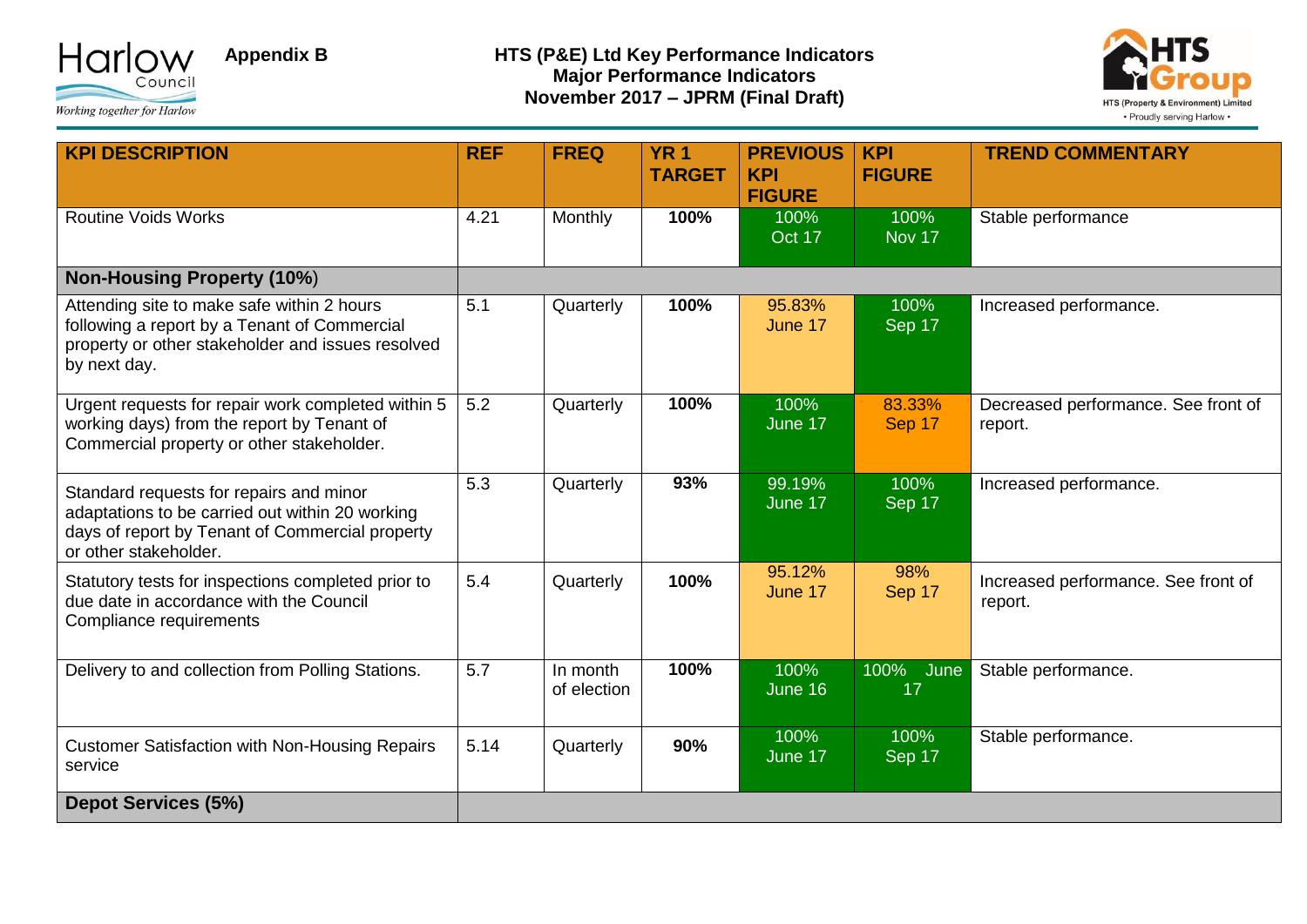Appendix B

**HTS (P&E) Ltd Key Performance Indicators**
**Major Performance Indicators**
**November 2017 – JPRM (Final Draft)**

| KPI DESCRIPTION | REF | FREQ | YR 1 TARGET | PREVIOUS KPI FIGURE | KPI FIGURE | TREND COMMENTARY |
|---|---|---|---|---|---|---|
| Routine Voids Works | 4.21 | Monthly | **100%** | 100% Oct 17 | 100% Nov 17 | Stable performance |
| **Non-Housing Property (10%)** | | | | | | |
| Attending site to make safe within 2 hours following a report by a Tenant of Commercial property or other stakeholder and issues resolved by next day. | 5.1 | Quarterly | **100%** | 95.83% June 17 | 100% Sep 17 | Increased performance. |
| Urgent requests for repair work completed within 5 working days) from the report by Tenant of Commercial property or other stakeholder. | 5.2 | Quarterly | **100%** | 100% June 17 | 83.33% Sep 17 | Decreased performance. See front of report. |
| Standard requests for repairs and minor adaptations to be carried out within 20 working days of report by Tenant of Commercial property or other stakeholder. | 5.3 | Quarterly | **93%** | 99.19% June 17 | 100% Sep 17 | Increased performance. |
| Statutory tests for inspections completed prior to due date in accordance with the Council Compliance requirements | 5.4 | Quarterly | **100%** | 95.12% June 17 | 98% Sep 17 | Increased performance. See front of report. |
| Delivery to and collection from Polling Stations. | 5.7 | In month of election | **100%** | 100% June 16 | 100% June 17 | Stable performance. |
| Customer Satisfaction with Non-Housing Repairs service | 5.14 | Quarterly | **90%** | 100% June 17 | 100% Sep 17 | Stable performance. |
| **Depot Services (5%)** | | | | | | |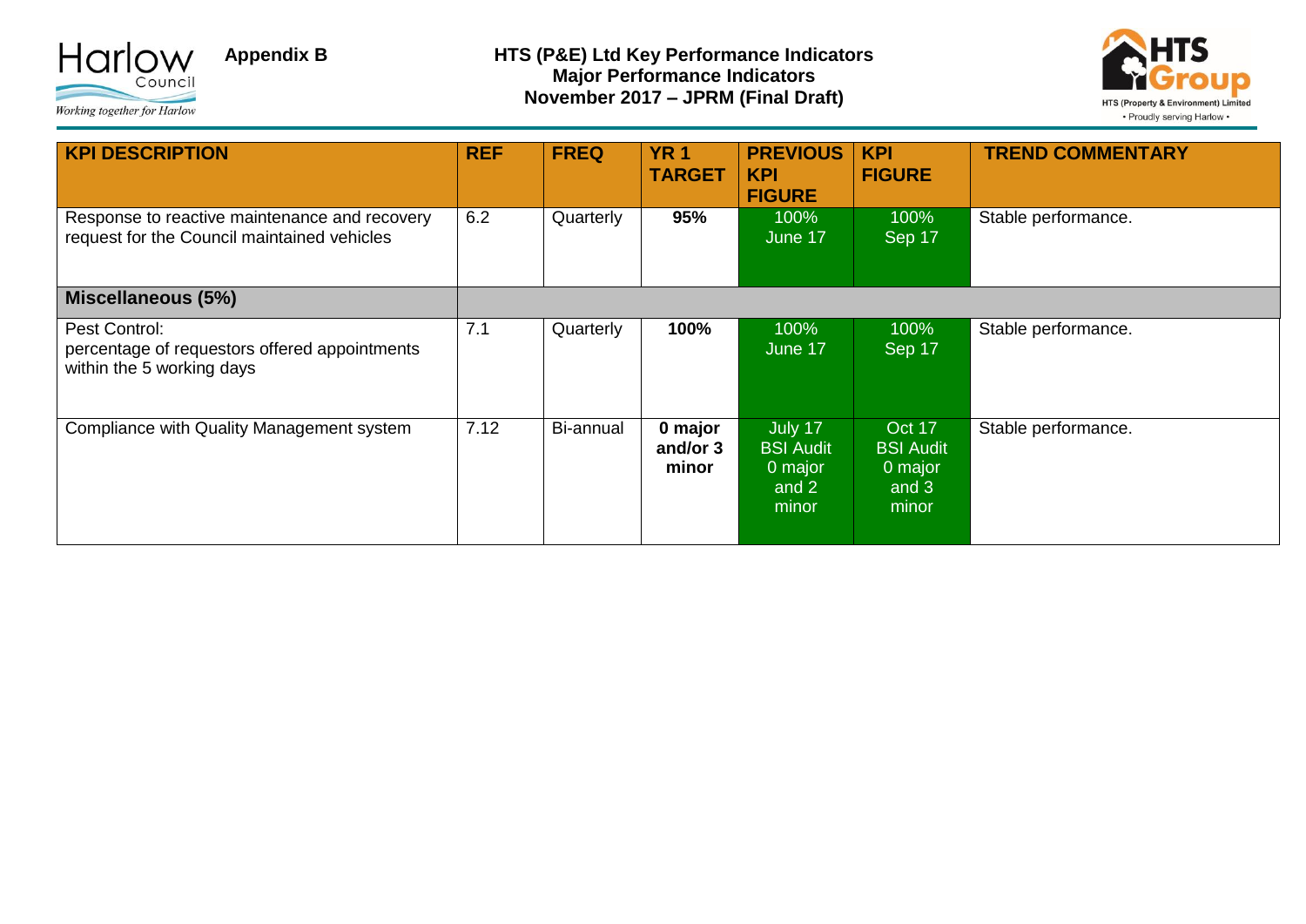Appendix B

**HTS (P&E) Ltd Key Performance Indicators**
**Major Performance Indicators**
**November 2017 – JPRM (Final Draft)**

| KPI DESCRIPTION | REF | FREQ | YR 1 TARGET | PREVIOUS KPI FIGURE | KPI FIGURE | TREND COMMENTARY |
|---|---|---|---|---|---|---|
| Response to reactive maintenance and recovery request for the Council maintained vehicles | 6.2 | Quarterly | **95%** | 100% June 17 | 100% Sep 17 | Stable performance. |
| **Miscellaneous (5%)** | | | | | | |
| Pest Control: percentage of requestors offered appointments within the 5 working days | 7.1 | Quarterly | **100%** | 100% June 17 | 100% Sep 17 | Stable performance. |
| Compliance with Quality Management system | 7.12 | Bi-annual | **0 major and/or 3 minor** | July 17 BSI Audit 0 major and 2 minor | Oct 17 BSI Audit 0 major and 3 minor | Stable performance. |